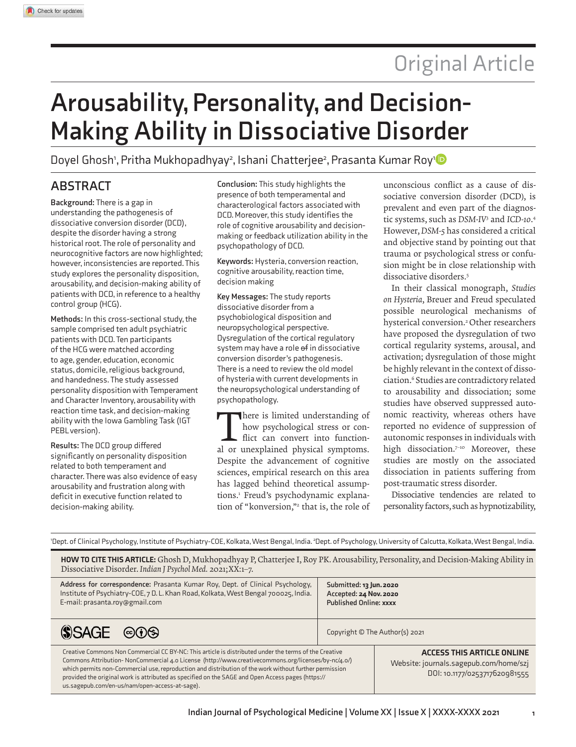Original Article

# Arousability, Personality, and Decision-Making Ability in Dissociative Disorder

Doyel Ghosh[1], Pritha Mukhopadhyay[2], Ishani Chatterjee[2], Prasanta Kumar Roy[1]

## ABSTRACT

**Background:** There is a gap in understanding the pathogenesis of dissociative conversion disorder (DCD), despite the disorder having a strong historical root. The role of personality and neurocognitive factors are now highlighted; however, inconsistencies are reported. This study explores the personality disposition, arousability, and decision-making ability of patients with DCD, in reference to a healthy control group (HCG).

**Methods:** In this cross-sectional study, the sample comprised ten adult psychiatric patients with DCD. Ten participants of the HCG were matched according to age, gender, education, economic status, domicile, religious background, and handedness. The study assessed personality disposition with Temperament and Character Inventory, arousability with reaction time task, and decision-making ability with the Iowa Gambling Task (IGT PEBL version).

**Results:** The DCD group differed significantly on personality disposition related to both temperament and character. There was also evidence of easy arousability and frustration along with deficit in executive function related to decision-making ability.

**Conclusion:** This study highlights the presence of both temperamental and characterological factors associated with DCD. Moreover, this study identifies the role of cognitive arousability and decision-making or feedback utilization ability in the psychopathology of DCD.

**Keywords:** Hysteria, conversion reaction, cognitive arousability, reaction time, decision making

**Key Messages:** The study reports dissociative disorder from a psychobiological disposition and neuropsychological perspective. Dysregulation of the cortical regulatory system may have a role ~~of~~ in dissociative conversion disorder's pathogenesis. There is a need to review the old model of hysteria with current developments in the neuropsychological understanding of psychopathology.

There is limited understanding of how psychological stress or conflict can convert into functional or unexplained physical symptoms. Despite the advancement of cognitive sciences, empirical research on this area has lagged behind theoretical assumptions.[1] Freud's psychodynamic explanation of "konversion,"[2] that is, the role of unconscious conflict as a cause of dissociative conversion disorder (DCD), is prevalent and even part of the diagnostic systems, such as *DSM-IV*[3] and *ICD-10*.[4] However, *DSM-5* has considered a critical and objective stand by pointing out that trauma or psychological stress or confusion might be in close relationship with dissociative disorders.[5]

In their classical monograph, *Studies on Hysteria*, Breuer and Freud speculated possible neurological mechanisms of hysterical conversion.[2] Other researchers have proposed the dysregulation of two cortical regularity systems, arousal, and activation; dysregulation of those might be highly relevant in the context of dissociation.[6] Studies are contradictory related to arousability and dissociation; some studies have observed suppressed autonomic reactivity, whereas others have reported no evidence of suppression of autonomic responses in individuals with high dissociation.[7–10] Moreover, these studies are mostly on the associated dissociation in patients suffering from post-traumatic stress disorder.

Dissociative tendencies are related to personality factors, such as hypnotizability,

[1]Dept. of Clinical Psychology, Institute of Psychiatry-COE, Kolkata, West Bengal, India. [2]Dept. of Psychology, University of Calcutta, Kolkata, West Bengal, India.

**HOW TO CITE THIS ARTICLE:** Ghosh D, Mukhopadhyay P, Chatterjee I, Roy PK. Arousability, Personality, and Decision-Making Ability in Dissociative Disorder. *Indian J Psychol Med.* 2021;XX:1–7.

Address for correspondence: Prasanta Kumar Roy, Dept. of Clinical Psychology, Institute of Psychiatry-COE, 7 D. L. Khan Road, Kolkata, West Bengal 700025, India. E-mail: prasanta.roy@gmail.com

**Submitted: 13 Jun. 2020**
**Accepted: 24 Nov. 2020**
**Published Online: xxxx**

Copyright © The Author(s) 2021

Creative Commons Non Commercial CC BY-NC: This article is distributed under the terms of the Creative Commons Attribution- NonCommercial 4.0 License (http://www.creativecommons.org/licenses/by-nc/4.0/) which permits non-Commercial use, reproduction and distribution of the work without further permission provided the original work is attributed as specified on the SAGE and Open Access pages (https://us.sagepub.com/en-us/nam/open-access-at-sage).

**ACCESS THIS ARTICLE ONLINE**
Website: journals.sagepub.com/home/szj
DOI: 10.1177/0253717620981555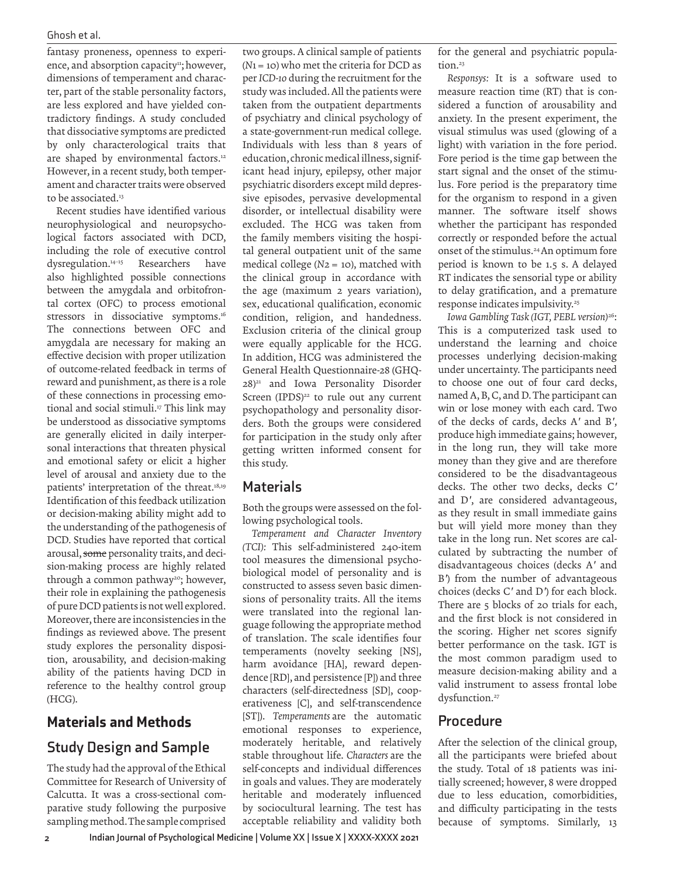fantasy proneness, openness to experience, and absorption capacity[11]; however, dimensions of temperament and character, part of the stable personality factors, are less explored and have yielded contradictory findings. A study concluded that dissociative symptoms are predicted by only characterological traits that are shaped by environmental factors.[12] However, in a recent study, both temperament and character traits were observed to be associated.[13]

Recent studies have identified various neurophysiological and neuropsychological factors associated with DCD, including the role of executive control dysregulation.[14–15] Researchers have also highlighted possible connections between the amygdala and orbitofrontal cortex (OFC) to process emotional stressors in dissociative symptoms.[16] The connections between OFC and amygdala are necessary for making an effective decision with proper utilization of outcome-related feedback in terms of reward and punishment, as there is a role of these connections in processing emotional and social stimuli.[17] This link may be understood as dissociative symptoms are generally elicited in daily interpersonal interactions that threaten physical and emotional safety or elicit a higher level of arousal and anxiety due to the patients' interpretation of the threat.[18,19] Identification of this feedback utilization or decision-making ability might add to the understanding of the pathogenesis of DCD. Studies have reported that cortical arousal, ~~some~~ personality traits, and decision-making process are highly related through a common pathway[20]; however, their role in explaining the pathogenesis of pure DCD patients is not well explored. Moreover, there are inconsistencies in the findings as reviewed above. The present study explores the personality disposition, arousability, and decision-making ability of the patients having DCD in reference to the healthy control group (HCG).

# Materials and Methods

## Study Design and Sample

The study had the approval of the Ethical Committee for Research of University of Calcutta. It was a cross-sectional comparative study following the purposive sampling method. The sample comprised two groups. A clinical sample of patients ($N1 = 10$) who met the criteria for DCD as per *ICD-10* during the recruitment for the study was included. All the patients were taken from the outpatient departments of psychiatry and clinical psychology of a state-government-run medical college. Individuals with less than 8 years of education, chronic medical illness, significant head injury, epilepsy, other major psychiatric disorders except mild depressive episodes, pervasive developmental disorder, or intellectual disability were excluded. The HCG was taken from the family members visiting the hospital general outpatient unit of the same medical college ($N2 = 10$), matched with the clinical group in accordance with the age (maximum 2 years variation), sex, educational qualification, economic condition, religion, and handedness. Exclusion criteria of the clinical group were equally applicable for the HCG. In addition, HCG was administered the General Health Questionnaire-28 (GHQ-28)[21] and Iowa Personality Disorder Screen (IPDS)[22] to rule out any current psychopathology and personality disorders. Both the groups were considered for participation in the study only after getting written informed consent for this study.

## Materials

Both the groups were assessed on the following psychological tools.

*Temperament and Character Inventory (TCI):* This self-administered 240-item tool measures the dimensional psychobiological model of personality and is constructed to assess seven basic dimensions of personality traits. All the items were translated into the regional language following the appropriate method of translation. The scale identifies four temperaments (novelty seeking [NS], harm avoidance [HA], reward dependence [RD], and persistence [P]) and three characters (self-directedness [SD], cooperativeness [C], and self-transcendence [ST]). *Temperaments* are the automatic emotional responses to experience, moderately heritable, and relatively stable throughout life. *Characters* are the self-concepts and individual differences in goals and values. They are moderately heritable and moderately influenced by sociocultural learning. The test has acceptable reliability and validity both for the general and psychiatric population.[23]

*Responsys:* It is a software used to measure reaction time (RT) that is considered a function of arousability and anxiety. In the present experiment, the visual stimulus was used (glowing of a light) with variation in the fore period. Fore period is the time gap between the start signal and the onset of the stimulus. Fore period is the preparatory time for the organism to respond in a given manner. The software itself shows whether the participant has responded correctly or responded before the actual onset of the stimulus.[24] An optimum fore period is known to be 1.5 s. A delayed RT indicates the sensorial type or ability to delay gratification, and a premature response indicates impulsivity.[25]

*Iowa Gambling Task (IGT, PEBL version)*[26]: This is a computerized task used to understand the learning and choice processes underlying decision-making under uncertainty. The participants need to choose one out of four card decks, named A, B, C, and D. The participant can win or lose money with each card. Two of the decks of cards, decks A′ and B′, produce high immediate gains; however, in the long run, they will take more money than they give and are therefore considered to be the disadvantageous decks. The other two decks, decks C′ and D′, are considered advantageous, as they result in small immediate gains but will yield more money than they take in the long run. Net scores are calculated by subtracting the number of disadvantageous choices (decks A′ and B′) from the number of advantageous choices (decks C′ and D′) for each block. There are 5 blocks of 20 trials for each, and the first block is not considered in the scoring. Higher net scores signify better performance on the task. IGT is the most common paradigm used to measure decision-making ability and a valid instrument to assess frontal lobe dysfunction.[27]

## Procedure

After the selection of the clinical group, all the participants were briefed about the study. Total of 18 patients was initially screened; however, 8 were dropped due to less education, comorbidities, and difficulty participating in the tests because of symptoms. Similarly, 13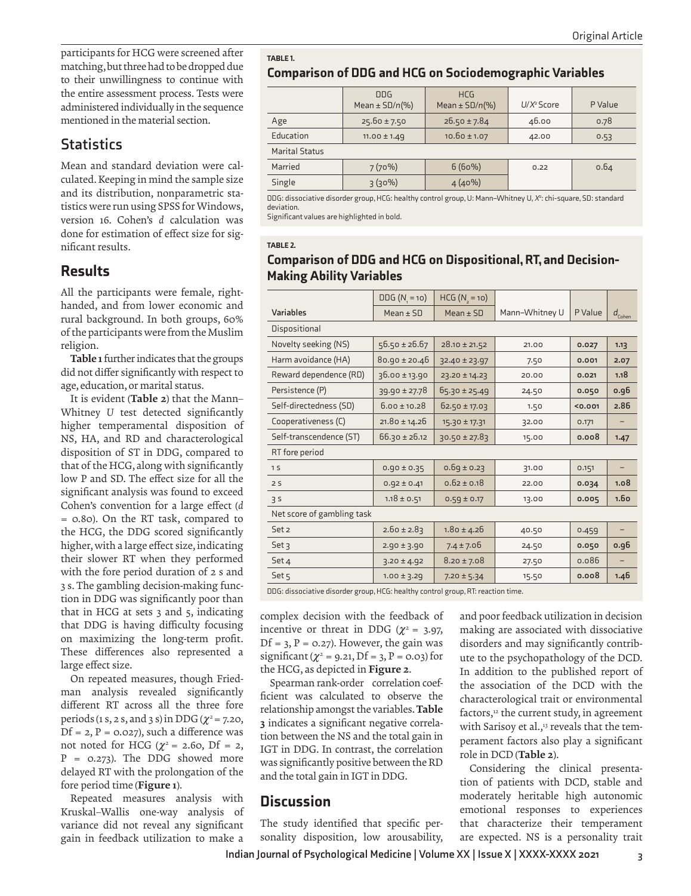participants for HCG were screened after matching, but three had to be dropped due to their unwillingness to continue with the entire assessment process. Tests were administered individually in the sequence mentioned in the material section.

## Statistics

Mean and standard deviation were calculated. Keeping in mind the sample size and its distribution, nonparametric statistics were run using SPSS for Windows, version 16. Cohen's *d* calculation was done for estimation of effect size for significant results.

## Results

All the participants were female, right-handed, and from lower economic and rural background. In both groups, 60% of the participants were from the Muslim religion.

**Table 1** further indicates that the groups did not differ significantly with respect to age, education, or marital status.

It is evident (**Table 2**) that the Mann–Whitney *U* test detected significantly higher temperamental disposition of NS, HA, and RD and characterological disposition of ST in DDG, compared to that of the HCG, along with significantly low P and SD. The effect size for all the significant analysis was found to exceed Cohen's convention for a large effect ($d = 0.80$). On the RT task, compared to the HCG, the DDG scored significantly higher, with a large effect size, indicating their slower RT when they performed with the fore period duration of 2 s and 3 s. The gambling decision-making function in DDG was significantly poor than that in HCG at sets 3 and 5, indicating that DDG is having difficulty focusing on maximizing the long-term profit. These differences also represented a large effect size.

On repeated measures, though Friedman analysis revealed significantly different RT across all the three fore periods (1 s, 2 s, and 3 s) in DDG ($\chi^2 = 7.20$, Df = 2, P = 0.027), such a difference was not noted for HCG ($\chi^2 = 2.60$, Df = 2, P = 0.273). The DDG showed more delayed RT with the prolongation of the fore period time (**Figure 1**).

Repeated measures analysis with Kruskal–Wallis one-way analysis of variance did not reveal any significant gain in feedback utilization to make a complex decision with the feedback of incentive or threat in DDG ($\chi^2 = 3.97$, Df = 3, P = 0.27). However, the gain was significant ($\chi^2 = 9.21$, Df = 3, P = 0.03) for the HCG, as depicted in **Figure 2**.

Spearman rank-order correlation coefficient was calculated to observe the relationship amongst the variables. **Table 3** indicates a significant negative correlation between the NS and the total gain in IGT in DDG. In contrast, the correlation was significantly positive between the RD and the total gain in IGT in DDG.

**TABLE 1.**

**Comparison of DDG and HCG on Sociodemographic Variables**

| | DDG Mean ± SD/n(%) | HCG Mean ± SD/n(%) | $U/X^2$ Score | P Value |
|---|---|---|---|---|
| Age | 25.60 ± 7.50 | 26.50 ± 7.84 | 46.00 | 0.78 |
| Education | 11.00 ± 1.49 | 10.60 ± 1.07 | 42.00 | 0.53 |
| Marital Status | | | | |
| Married | 7 (70%) | 6 (60%) | 0.22 | 0.64 |
| Single | 3 (30%) | 4 (40%) | | |

DDG: dissociative disorder group, HCG: healthy control group, U: Mann–Whitney U, $X^2$: chi-square, SD: standard deviation.
Significant values are highlighted in bold.

**TABLE 2.**

**Comparison of DDG and HCG on Dispositional, RT, and Decision-Making Ability Variables**

| Variables | DDG ($N_1 = 10$) Mean ± SD | HCG ($N_2 = 10$) Mean ± SD | Mann–Whitney U | P Value | $d_{Cohen}$ |
|---|---|---|---|---|---|
| Dispositional | | | | | |
| Novelty seeking (NS) | 56.50 ± 26.67 | 28.10 ± 21.52 | 21.00 | **0.027** | **1.13** |
| Harm avoidance (HA) | 80.90 ± 20.46 | 32.40 ± 23.97 | 7.50 | **0.001** | **2.07** |
| Reward dependence (RD) | 36.00 ± 13.90 | 23.20 ± 14.23 | 20.00 | **0.021** | **1.18** |
| Persistence (P) | 39.90 ± 27.78 | 65.30 ± 25.49 | 24.50 | **0.050** | **0.96** |
| Self-directedness (SD) | 6.00 ± 10.28 | 62.50 ± 17.03 | 1.50 | **<0.001** | **2.86** |
| Cooperativeness (C) | 21.80 ± 14.26 | 15.30 ± 17.31 | 32.00 | 0.171 | – |
| Self-transcendence (ST) | 66.30 ± 26.12 | 30.50 ± 27.83 | 15.00 | **0.008** | **1.47** |
| RT fore period | | | | | |
| 1 s | 0.90 ± 0.35 | 0.69 ± 0.23 | 31.00 | 0.151 | – |
| 2 s | 0.92 ± 0.41 | 0.62 ± 0.18 | 22.00 | **0.034** | **1.08** |
| 3 s | 1.18 ± 0.51 | 0.59 ± 0.17 | 13.00 | **0.005** | **1.60** |
| Net score of gambling task | | | | | |
| Set 2 | 2.60 ± 2.83 | 1.80 ± 4.26 | 40.50 | 0.459 | – |
| Set 3 | 2.90 ± 3.90 | 7.4 ± 7.06 | 24.50 | **0.050** | **0.96** |
| Set 4 | 3.20 ± 4.92 | 8.20 ± 7.08 | 27.50 | 0.086 | – |
| Set 5 | 1.00 ± 3.29 | 7.20 ± 5.34 | 15.50 | **0.008** | **1.46** |

DDG: dissociative disorder group, HCG: healthy control group, RT: reaction time.

## Discussion

The study identified that specific personality disposition, low arousability, and poor feedback utilization in decision making are associated with dissociative disorders and may significantly contribute to the psychopathology of the DCD. In addition to the published report of the association of the DCD with the characterological trait or environmental factors,[12] the current study, in agreement with Sarisoy et al.,[13] reveals that the temperament factors also play a significant role in DCD (**Table 2**).

Considering the clinical presentation of patients with DCD, stable and moderately heritable high autonomic emotional responses to experiences that characterize their temperament are expected. NS is a personality trait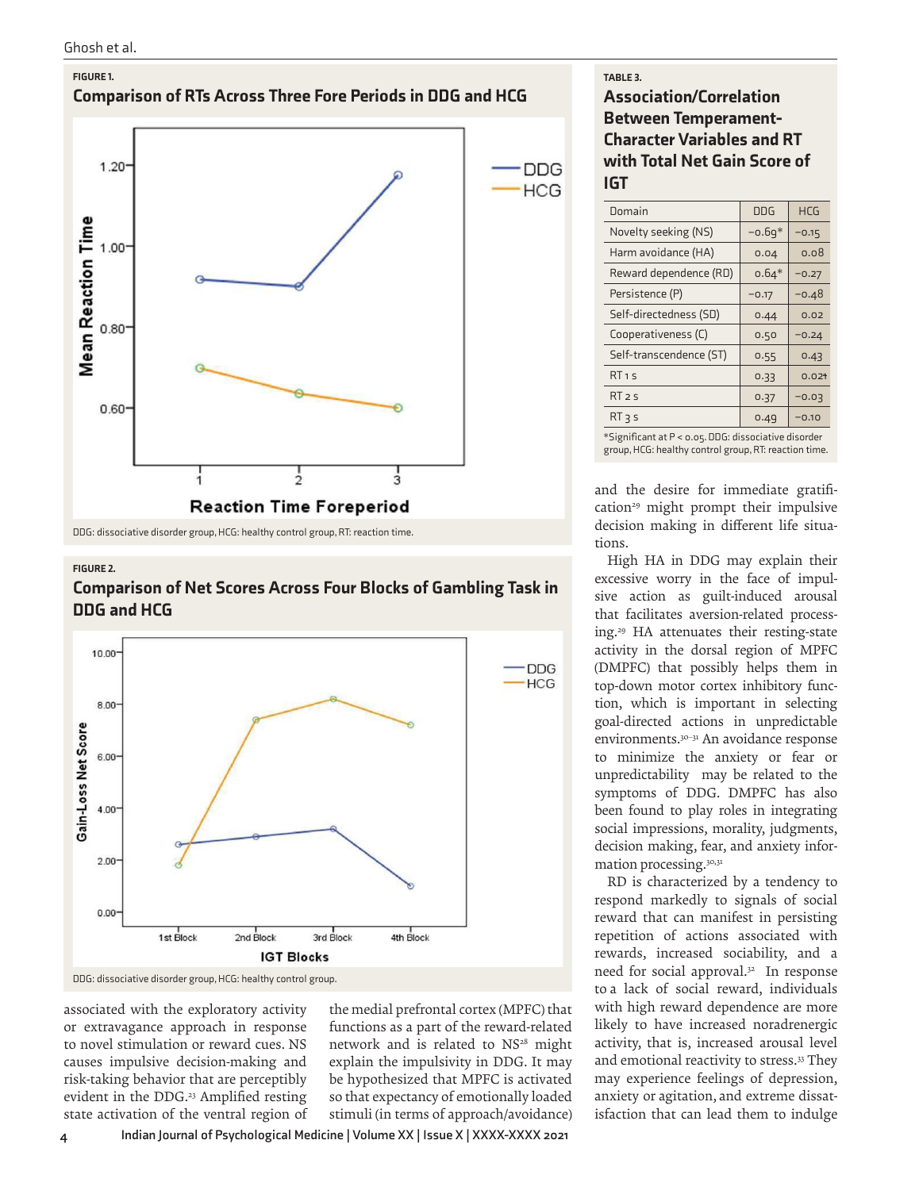**FIGURE 1.**

**Comparison of RTs Across Three Fore Periods in DDG and HCG**

DDG: dissociative disorder group, HCG: healthy control group, RT: reaction time.

**FIGURE 2.**

**Comparison of Net Scores Across Four Blocks of Gambling Task in DDG and HCG**

DDG: dissociative disorder group, HCG: healthy control group.

associated with the exploratory activity or extravagance approach in response to novel stimulation or reward cues. NS causes impulsive decision-making and risk-taking behavior that are perceptibly evident in the DDG.[23] Amplified resting state activation of the ventral region of the medial prefrontal cortex (MPFC) that functions as a part of the reward-related network and is related to NS[28] might explain the impulsivity in DDG. It may be hypothesized that MPFC is activated so that expectancy of emotionally loaded stimuli (in terms of approach/avoidance) and the desire for immediate gratification[29] might prompt their impulsive decision making in different life situations.

High HA in DDG may explain their excessive worry in the face of impulsive action as guilt-induced arousal that facilitates aversion-related processing.[29] HA attenuates their resting-state activity in the dorsal region of MPFC (DMPFC) that possibly helps them in top-down motor cortex inhibitory function, which is important in selecting goal-directed actions in unpredictable environments.[30–31] An avoidance response to minimize the anxiety or fear or unpredictability may be related to the symptoms of DDG. DMPFC has also been found to play roles in integrating social impressions, morality, judgments, decision making, fear, and anxiety information processing.[30,31]

RD is characterized by a tendency to respond markedly to signals of social reward that can manifest in persisting repetition of actions associated with rewards, increased sociability, and a need for social approval.[32] In response to a lack of social reward, individuals with high reward dependence are more likely to have increased noradrenergic activity, that is, increased arousal level and emotional reactivity to stress.[33] They may experience feelings of depression, anxiety or agitation, and extreme dissatisfaction that can lead them to indulge

**TABLE 3.**

**Association/Correlation Between Temperament-Character Variables and RT with Total Net Gain Score of IGT**

| Domain | DDG | HCG |
|---|---|---|
| Novelty seeking (NS) | −0.69* | −0.15 |
| Harm avoidance (HA) | 0.04 | 0.08 |
| Reward dependence (RD) | 0.64* | −0.27 |
| Persistence (P) | −0.17 | −0.48 |
| Self-directedness (SD) | 0.44 | 0.02 |
| Cooperativeness (C) | 0.50 | −0.24 |
| Self-transcendence (ST) | 0.55 | 0.43 |
| RT 1 s | 0.33 | 0.021 |
| RT 2 s | 0.37 | −0.03 |
| RT 3 s | 0.49 | −0.10 |

*Significant at P < 0.05. DDG: dissociative disorder group, HCG: healthy control group, RT: reaction time.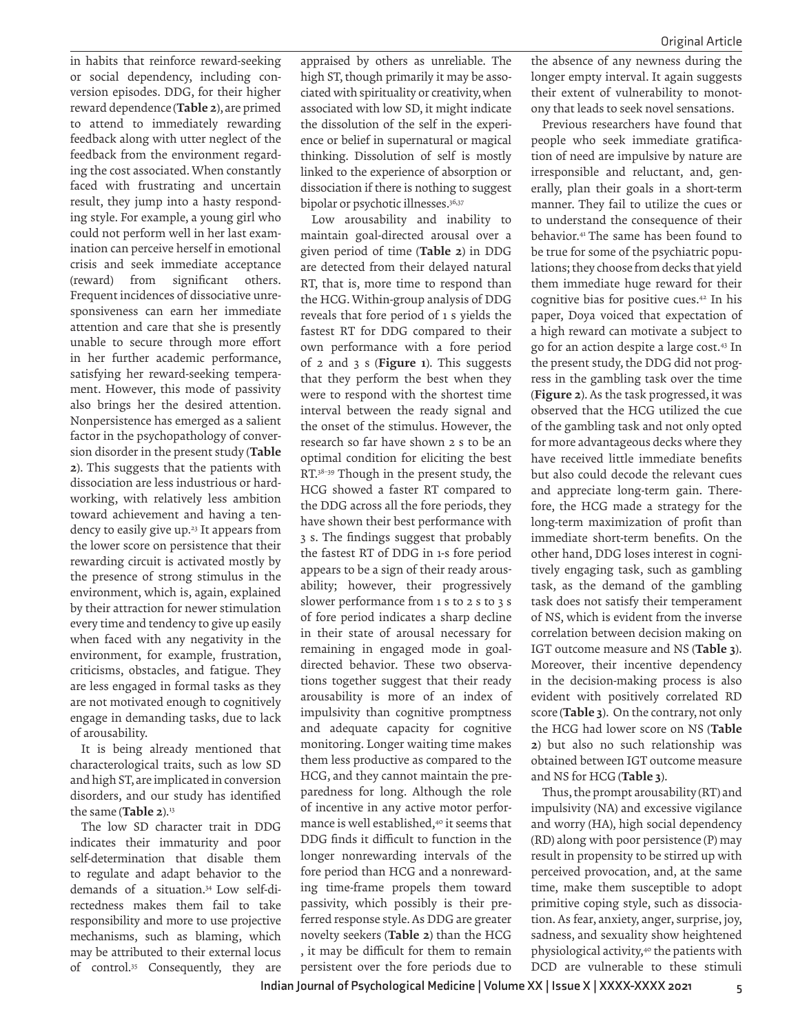in habits that reinforce reward-seeking or social dependency, including conversion episodes. DDG, for their higher reward dependence (**Table 2**), are primed to attend to immediately rewarding feedback along with utter neglect of the feedback from the environment regarding the cost associated. When constantly faced with frustrating and uncertain result, they jump into a hasty responding style. For example, a young girl who could not perform well in her last examination can perceive herself in emotional crisis and seek immediate acceptance (reward) from significant others. Frequent incidences of dissociative unresponsiveness can earn her immediate attention and care that she is presently unable to secure through more effort in her further academic performance, satisfying her reward-seeking temperament. However, this mode of passivity also brings her the desired attention. Nonpersistence has emerged as a salient factor in the psychopathology of conversion disorder in the present study (**Table 2**). This suggests that the patients with dissociation are less industrious or hardworking, with relatively less ambition toward achievement and having a tendency to easily give up.[23] It appears from the lower score on persistence that their rewarding circuit is activated mostly by the presence of strong stimulus in the environment, which is, again, explained by their attraction for newer stimulation every time and tendency to give up easily when faced with any negativity in the environment, for example, frustration, criticisms, obstacles, and fatigue. They are less engaged in formal tasks as they are not motivated enough to cognitively engage in demanding tasks, due to lack of arousability.

It is being already mentioned that characterological traits, such as low SD and high ST, are implicated in conversion disorders, and our study has identified the same (**Table 2**).[13]

The low SD character trait in DDG indicates their immaturity and poor self-determination that disable them to regulate and adapt behavior to the demands of a situation.[34] Low self-directedness makes them fail to take responsibility and more to use projective mechanisms, such as blaming, which may be attributed to their external locus of control.[35] Consequently, they are appraised by others as unreliable. The high ST, though primarily it may be associated with spirituality or creativity, when associated with low SD, it might indicate the dissolution of the self in the experience or belief in supernatural or magical thinking. Dissolution of self is mostly linked to the experience of absorption or dissociation if there is nothing to suggest bipolar or psychotic illnesses.[36,37]

Low arousability and inability to maintain goal-directed arousal over a given period of time (**Table 2**) in DDG are detected from their delayed natural RT, that is, more time to respond than the HCG. Within-group analysis of DDG reveals that fore period of 1 s yields the fastest RT for DDG compared to their own performance with a fore period of 2 and 3 s (**Figure 1**). This suggests that they perform the best when they were to respond with the shortest time interval between the ready signal and the onset of the stimulus. However, the research so far have shown 2 s to be an optimal condition for eliciting the best RT.[38–39] Though in the present study, the HCG showed a faster RT compared to the DDG across all the fore periods, they have shown their best performance with 3 s. The findings suggest that probably the fastest RT of DDG in 1-s fore period appears to be a sign of their ready arousability; however, their progressively slower performance from 1 s to 2 s to 3 s of fore period indicates a sharp decline in their state of arousal necessary for remaining in engaged mode in goal-directed behavior. These two observations together suggest that their ready arousability is more of an index of impulsivity than cognitive promptness and adequate capacity for cognitive monitoring. Longer waiting time makes them less productive as compared to the HCG, and they cannot maintain the preparedness for long. Although the role of incentive in any active motor performance is well established,[40] it seems that DDG finds it difficult to function in the longer nonrewarding intervals of the fore period than HCG and a nonrewarding time-frame propels them toward passivity, which possibly is their preferred response style. As DDG are greater novelty seekers (**Table 2**) than the HCG , it may be difficult for them to remain persistent over the fore periods due to the absence of any newness during the longer empty interval. It again suggests their extent of vulnerability to monotony that leads to seek novel sensations.

Previous researchers have found that people who seek immediate gratification of need are impulsive by nature are irresponsible and reluctant, and, generally, plan their goals in a short-term manner. They fail to utilize the cues or to understand the consequence of their behavior.[41] The same has been found to be true for some of the psychiatric populations; they choose from decks that yield them immediate huge reward for their cognitive bias for positive cues.[42] In his paper, Doya voiced that expectation of a high reward can motivate a subject to go for an action despite a large cost.[43] In the present study, the DDG did not progress in the gambling task over the time (**Figure 2**). As the task progressed, it was observed that the HCG utilized the cue of the gambling task and not only opted for more advantageous decks where they have received little immediate benefits but also could decode the relevant cues and appreciate long-term gain. Therefore, the HCG made a strategy for the long-term maximization of profit than immediate short-term benefits. On the other hand, DDG loses interest in cognitively engaging task, such as gambling task, as the demand of the gambling task does not satisfy their temperament of NS, which is evident from the inverse correlation between decision making on IGT outcome measure and NS (**Table 3**). Moreover, their incentive dependency in the decision-making process is also evident with positively correlated RD score (**Table 3**). On the contrary, not only the HCG had lower score on NS (**Table 2**) but also no such relationship was obtained between IGT outcome measure and NS for HCG (**Table 3**).

Thus, the prompt arousability (RT) and impulsivity (NA) and excessive vigilance and worry (HA), high social dependency (RD) along with poor persistence (P) may result in propensity to be stirred up with perceived provocation, and, at the same time, make them susceptible to adopt primitive coping style, such as dissociation. As fear, anxiety, anger, surprise, joy, sadness, and sexuality show heightened physiological activity,[40] the patients with DCD are vulnerable to these stimuli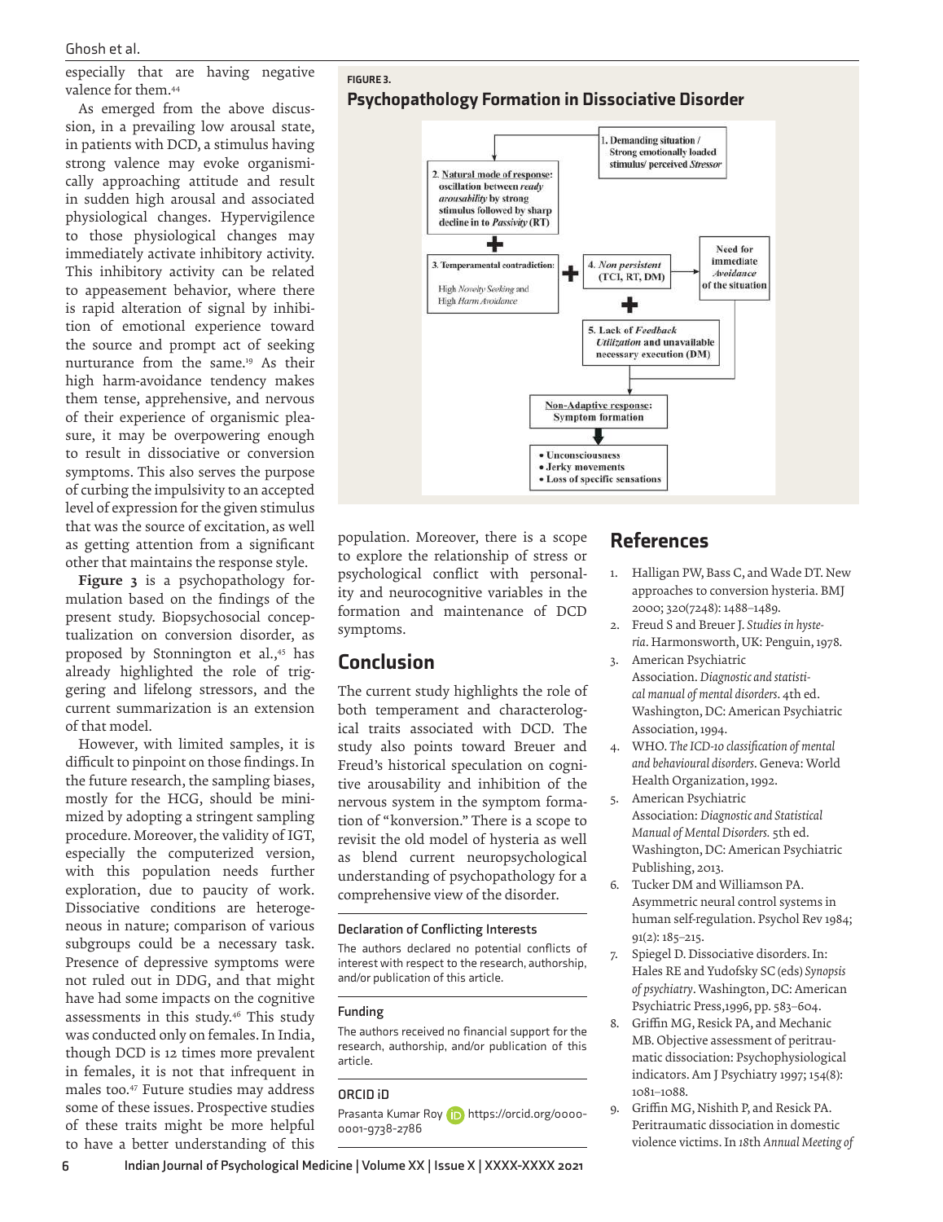especially that are having negative valence for them.[44]

As emerged from the above discussion, in a prevailing low arousal state, in patients with DCD, a stimulus having strong valence may evoke organismically approaching attitude and result in sudden high arousal and associated physiological changes. Hypervigilence to those physiological changes may immediately activate inhibitory activity. This inhibitory activity can be related to appeasement behavior, where there is rapid alteration of signal by inhibition of emotional experience toward the source and prompt act of seeking nurturance from the same.[19] As their high harm-avoidance tendency makes them tense, apprehensive, and nervous of their experience of organismic pleasure, it may be overpowering enough to result in dissociative or conversion symptoms. This also serves the purpose of curbing the impulsivity to an accepted level of expression for the given stimulus that was the source of excitation, as well as getting attention from a significant other that maintains the response style.

**Figure 3** is a psychopathology formulation based on the findings of the present study. Biopsychosocial conceptualization on conversion disorder, as proposed by Stonnington et al.,[45] has already highlighted the role of triggering and lifelong stressors, and the current summarization is an extension of that model.

However, with limited samples, it is difficult to pinpoint on those findings. In the future research, the sampling biases, mostly for the HCG, should be minimized by adopting a stringent sampling procedure. Moreover, the validity of IGT, especially the computerized version, with this population needs further exploration, due to paucity of work. Dissociative conditions are heterogeneous in nature; comparison of various subgroups could be a necessary task. Presence of depressive symptoms were not ruled out in DDG, and that might have had some impacts on the cognitive assessments in this study.[46] This study was conducted only on females. In India, though DCD is 12 times more prevalent in females, it is not that infrequent in males too.[47] Future studies may address some of these issues. Prospective studies of these traits might be more helpful to have a better understanding of this population. Moreover, there is a scope to explore the relationship of stress or psychological conflict with personality and neurocognitive variables in the formation and maintenance of DCD symptoms.

**FIGURE 3.**
**Psychopathology Formation in Dissociative Disorder**

1. Demanding situation / Strong emotionally loaded stimulus/ perceived *Stressor*

2. Natural mode of response: oscillation between *ready arousability* by strong stimulus followed by sharp decline in to *Passivity* (RT)

+

3. Temperamental contradiction: High *Novelty Seeking* and High *Harm Avoidance*

+

4. *Non persistent* (TCI, RT, DM) → Need for immediate *Avoidance* of the situation

+

5. Lack of *Feedback Utilization* and unavailable necessary execution (DM)

Non-Adaptive response: Symptom formation

- Unconsciousness
- Jerky movements
- Loss of specific sensations

## Conclusion

The current study highlights the role of both temperament and characterological traits associated with DCD. The study also points toward Breuer and Freud's historical speculation on cognitive arousability and inhibition of the nervous system in the symptom formation of "konversion." There is a scope to revisit the old model of hysteria as well as blend current neuropsychological understanding of psychopathology for a comprehensive view of the disorder.

### Declaration of Conflicting Interests

The authors declared no potential conflicts of interest with respect to the research, authorship, and/or publication of this article.

### Funding

The authors received no financial support for the research, authorship, and/or publication of this article.

### ORCID iD

Prasanta Kumar Roy https://orcid.org/0000-0001-9738-2786

## References

1. Halligan PW, Bass C, and Wade DT. New approaches to conversion hysteria. BMJ 2000; 320(7248): 1488–1489.
2. Freud S and Breuer J. *Studies in hysteria*. Harmonsworth, UK: Penguin, 1978.
3. American Psychiatric Association. *Diagnostic and statistical manual of mental disorders*. 4th ed. Washington, DC: American Psychiatric Association, 1994.
4. WHO. *The ICD-10 classification of mental and behavioural disorders*. Geneva: World Health Organization, 1992.
5. American Psychiatric Association: *Diagnostic and Statistical Manual of Mental Disorders.* 5th ed. Washington, DC: American Psychiatric Publishing, 2013.
6. Tucker DM and Williamson PA. Asymmetric neural control systems in human self-regulation. Psychol Rev 1984; 91(2): 185–215.
7. Spiegel D. Dissociative disorders. In: Hales RE and Yudofsky SC (eds) *Synopsis of psychiatry*. Washington, DC: American Psychiatric Press,1996, pp. 583–604.
8. Griffin MG, Resick PA, and Mechanic MB. Objective assessment of peritraumatic dissociation: Psychophysiological indicators. Am J Psychiatry 1997; 154(8): 1081–1088.
9. Griffin MG, Nishith P, and Resick PA. Peritraumatic dissociation in domestic violence victims. In *18th Annual Meeting of*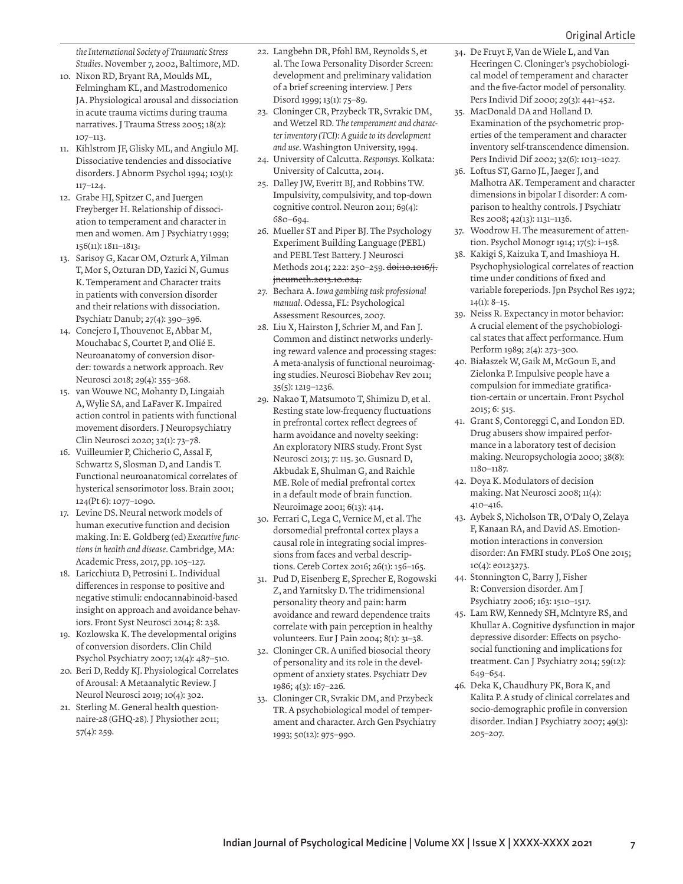*the International Society of Traumatic Stress Studies*. November 7, 2002, Baltimore, MD.

10. Nixon RD, Bryant RA, Moulds ML, Felmingham KL, and Mastrodomenico JA. Physiological arousal and dissociation in acute trauma victims during trauma narratives. J Trauma Stress 2005; 18(2): 107–113.
11. Kihlstrom JF, Glisky ML, and Angiulo MJ. Dissociative tendencies and dissociative disorders. J Abnorm Psychol 1994; 103(1): 117–124.
12. Grabe HJ, Spitzer C, and Juergen Freyberger H. Relationship of dissociation to temperament and character in men and women. Am J Psychiatry 1999; 156(11): 1811–1813.
13. Sarisoy G, Kacar OM, Ozturk A, Yilman T, Mor S, Ozturan DD, Yazici N, Gumus K. Temperament and Character traits in patients with conversion disorder and their relations with dissociation. Psychiatr Danub; 27(4): 390–396.
14. Conejero I, Thouvenot E, Abbar M, Mouchabac S, Courtet P, and Olié E. Neuroanatomy of conversion disorder: towards a network approach. Rev Neurosci 2018; 29(4): 355–368.
15. van Wouwe NC, Mohanty D, Lingaiah A, Wylie SA, and LaFaver K. Impaired action control in patients with functional movement disorders. J Neuropsychiatry Clin Neurosci 2020; 32(1): 73–78.
16. Vuilleumier P, Chicherio C, Assal F, Schwartz S, Slosman D, and Landis T. Functional neuroanatomical correlates of hysterical sensorimotor loss. Brain 2001; 124(Pt 6): 1077–1090.
17. Levine DS. Neural network models of human executive function and decision making. In: E. Goldberg (ed) *Executive functions in health and disease*. Cambridge, MA: Academic Press, 2017, pp. 105–127.
18. Laricchiuta D, Petrosini L. Individual differences in response to positive and negative stimuli: endocannabinoid-based insight on approach and avoidance behaviors. Front Syst Neurosci 2014; 8: 238.
19. Kozlowska K. The developmental origins of conversion disorders. Clin Child Psychol Psychiatry 2007; 12(4): 487–510.
20. Beri D, Reddy KJ. Physiological Correlates of Arousal: A Metaanalytic Review. J Neurol Neurosci 2019; 10(4): 302.
21. Sterling M. General health questionnaire-28 (GHQ-28). J Physiother 2011; 57(4): 259.
22. Langbehn DR, Pfohl BM, Reynolds S, et al. The Iowa Personality Disorder Screen: development and preliminary validation of a brief screening interview. J Pers Disord 1999; 13(1): 75–89.
23. Cloninger CR, Przybeck TR, Svrakic DM, and Wetzel RD. *The temperament and character inventory (TCI): A guide to its development and use*. Washington University, 1994.
24. University of Calcutta. *Responsys.* Kolkata: University of Calcutta, 2014.
25. Dalley JW, Everitt BJ, and Robbins TW. Impulsivity, compulsivity, and top-down cognitive control. Neuron 2011; 69(4): 680–694.
26. Mueller ST and Piper BJ. The Psychology Experiment Building Language (PEBL) and PEBL Test Battery. J Neurosci Methods 2014; 222: 250–259. ~~doi:10.1016/j.jneumeth.2013.10.024.~~
27. Bechara A. *Iowa gambling task professional manual*. Odessa, FL: Psychological Assessment Resources, 2007.
28. Liu X, Hairston J, Schrier M, and Fan J. Common and distinct networks underlying reward valence and processing stages: A meta-analysis of functional neuroimaging studies. Neurosci Biobehav Rev 2011; 35(5): 1219–1236.
29. Nakao T, Matsumoto T, Shimizu D, et al. Resting state low-frequency fluctuations in prefrontal cortex reflect degrees of harm avoidance and novelty seeking: An exploratory NIRS study. Front Syst Neurosci 2013; 7: 115. 30. Gusnard D, Akbudak E, Shulman G, and Raichle ME. Role of medial prefrontal cortex in a default mode of brain function. Neuroimage 2001; 6(13): 414.
30. Ferrari C, Lega C, Vernice M, et al. The dorsomedial prefrontal cortex plays a causal role in integrating social impressions from faces and verbal descriptions. Cereb Cortex 2016; 26(1): 156–165.
31. Pud D, Eisenberg E, Sprecher E, Rogowski Z, and Yarnitsky D. The tridimensional personality theory and pain: harm avoidance and reward dependence traits correlate with pain perception in healthy volunteers. Eur J Pain 2004; 8(1): 31–38.
32. Cloninger CR. A unified biosocial theory of personality and its role in the development of anxiety states. Psychiatr Dev 1986; 4(3): 167–226.
33. Cloninger CR, Svrakic DM, and Przybeck TR. A psychobiological model of temperament and character. Arch Gen Psychiatry 1993; 50(12): 975–990.
34. De Fruyt F, Van de Wiele L, and Van Heeringen C. Cloninger's psychobiological model of temperament and character and the five-factor model of personality. Pers Individ Dif 2000; 29(3): 441–452.
35. MacDonald DA and Holland D. Examination of the psychometric properties of the temperament and character inventory self-transcendence dimension. Pers Individ Dif 2002; 32(6): 1013–1027.
36. Loftus ST, Garno JL, Jaeger J, and Malhotra AK. Temperament and character dimensions in bipolar I disorder: A comparison to healthy controls. J Psychiatr Res 2008; 42(13): 1131–1136.
37. Woodrow H. The measurement of attention. Psychol Monogr 1914; 17(5): i–158.
38. Kakigi S, Kaizuka T, and Imashioya H. Psychophysiological correlates of reaction time under conditions of fixed and variable foreperiods. Jpn Psychol Res 1972; 14(1): 8–15.
39. Neiss R. Expectancy in motor behavior: A crucial element of the psychobiological states that affect performance. Hum Perform 1989; 2(4): 273–300.
40. Białaszek W, Gaik M, McGoun E, and Zielonka P. Impulsive people have a compulsion for immediate gratification-certain or uncertain. Front Psychol 2015; 6: 515.
41. Grant S, Contoreggi C, and London ED. Drug abusers show impaired performance in a laboratory test of decision making. Neuropsychologia 2000; 38(8): 1180–1187.
42. Doya K. Modulators of decision making. Nat Neurosci 2008; 11(4): 410–416.
43. Aybek S, Nicholson TR, O'Daly O, Zelaya F, Kanaan RA, and David AS. Emotion-motion interactions in conversion disorder: An FMRI study. PLoS One 2015; 10(4): e0123273.
44. Stonnington C, Barry J, Fisher R: Conversion disorder. Am J Psychiatry 2006; 163: 1510–1517.
45. Lam RW, Kennedy SH, Mclntyre RS, and Khullar A. Cognitive dysfunction in major depressive disorder: Effects on psychosocial functioning and implications for treatment. Can J Psychiatry 2014; 59(12): 649–654.
46. Deka K, Chaudhury PK, Bora K, and Kalita P. A study of clinical correlates and socio-demographic profile in conversion disorder. Indian J Psychiatry 2007; 49(3): 205–207.